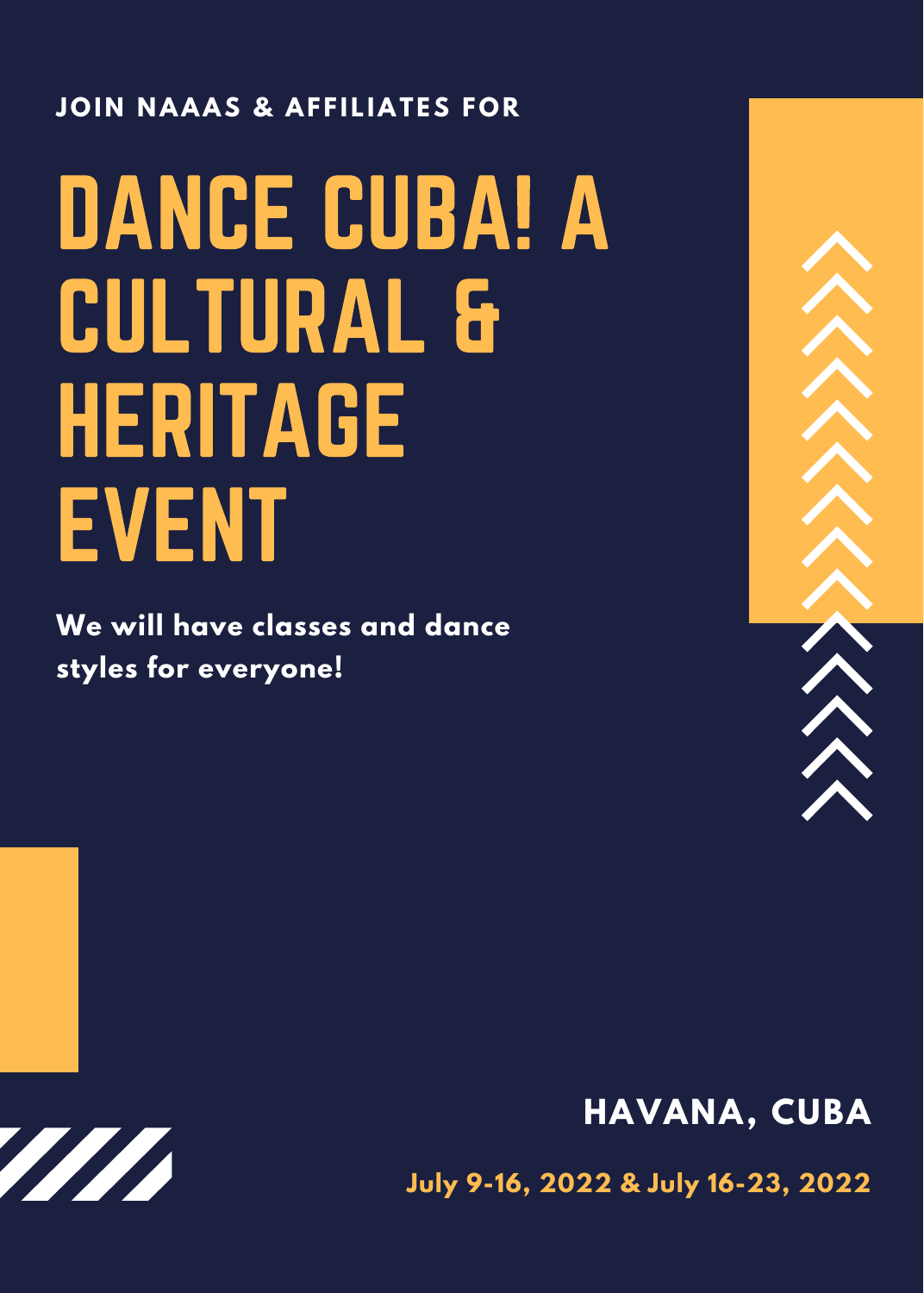**JOIN NAAAS & AFFILIATES FOR**

# DANCE CUBA! A CULTURAL & HERITAGE EVENT

**We will have classes and dance styles for everyone!**

**HAVANA, CUBA**

**July 9-16, 2022 & July 16-23, 2022**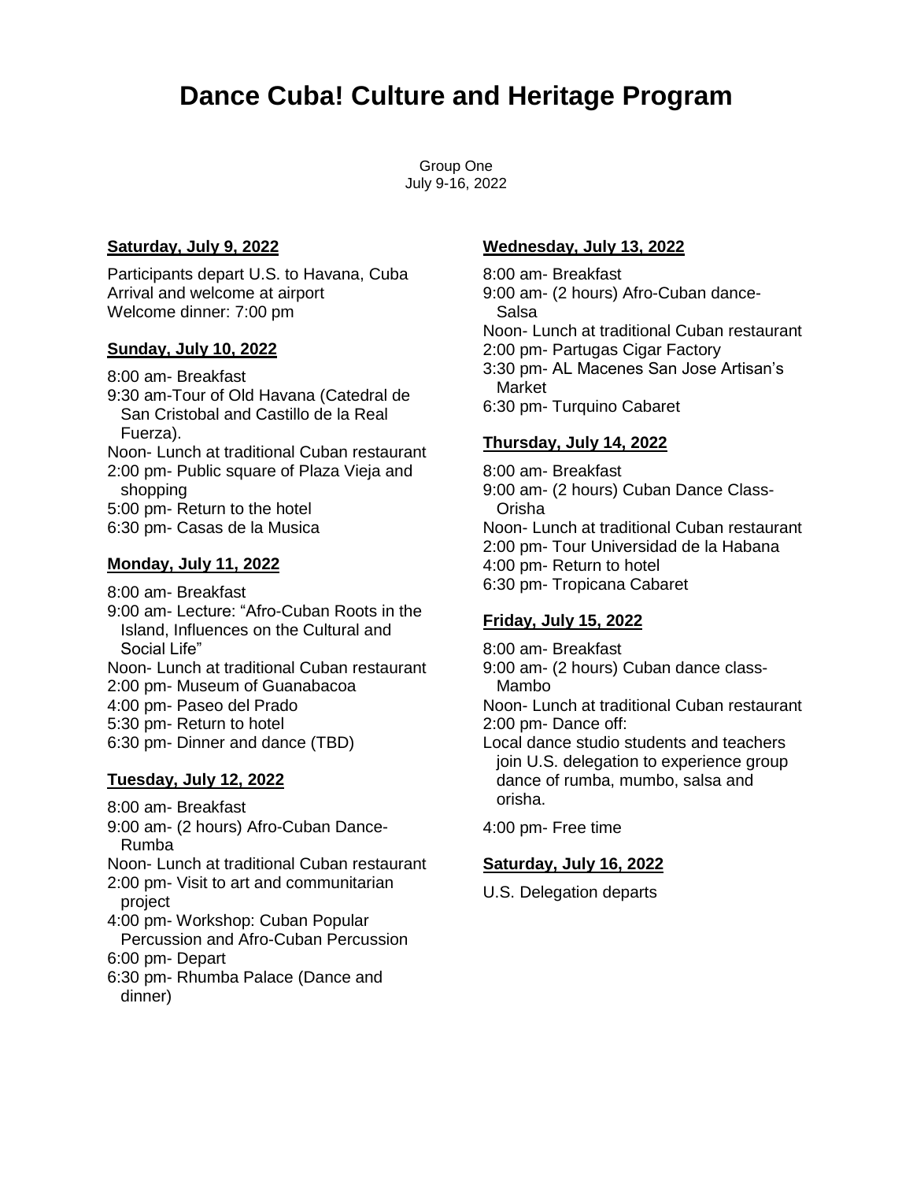# Dance Cuba! Culture and Heritage Program

Group One
July 9-16, 2022

**Saturday, July 9, 2022**

Participants depart U.S. to Havana, Cuba
Arrival and welcome at airport
Welcome dinner: 7:00 pm

**Sunday, July 10, 2022**

8:00 am- Breakfast
9:30 am-Tour of Old Havana (Catedral de San Cristobal and Castillo de la Real Fuerza).
Noon- Lunch at traditional Cuban restaurant
2:00 pm- Public square of Plaza Vieja and shopping
5:00 pm- Return to the hotel
6:30 pm- Casas de la Musica

**Monday, July 11, 2022**

8:00 am- Breakfast
9:00 am- Lecture: "Afro-Cuban Roots in the Island, Influences on the Cultural and Social Life"
Noon- Lunch at traditional Cuban restaurant
2:00 pm- Museum of Guanabacoa
4:00 pm- Paseo del Prado
5:30 pm- Return to hotel
6:30 pm- Dinner and dance (TBD)

**Tuesday, July 12, 2022**

8:00 am- Breakfast
9:00 am- (2 hours) Afro-Cuban Dance-Rumba
Noon- Lunch at traditional Cuban restaurant
2:00 pm- Visit to art and communitarian project
4:00 pm- Workshop: Cuban Popular Percussion and Afro-Cuban Percussion
6:00 pm- Depart
6:30 pm- Rhumba Palace (Dance and dinner)

**Wednesday, July 13, 2022**

8:00 am- Breakfast
9:00 am- (2 hours) Afro-Cuban dance-Salsa
Noon- Lunch at traditional Cuban restaurant
2:00 pm- Partugas Cigar Factory
3:30 pm- AL Macenes San Jose Artisan's Market
6:30 pm- Turquino Cabaret

**Thursday, July 14, 2022**

8:00 am- Breakfast
9:00 am- (2 hours) Cuban Dance Class-Orisha
Noon- Lunch at traditional Cuban restaurant
2:00 pm- Tour Universidad de la Habana
4:00 pm- Return to hotel
6:30 pm- Tropicana Cabaret

**Friday, July 15, 2022**

8:00 am- Breakfast
9:00 am- (2 hours) Cuban dance class-Mambo
Noon- Lunch at traditional Cuban restaurant
2:00 pm- Dance off:
Local dance studio students and teachers join U.S. delegation to experience group dance of rumba, mumbo, salsa and orisha.

4:00 pm- Free time

**Saturday, July 16, 2022**

U.S. Delegation departs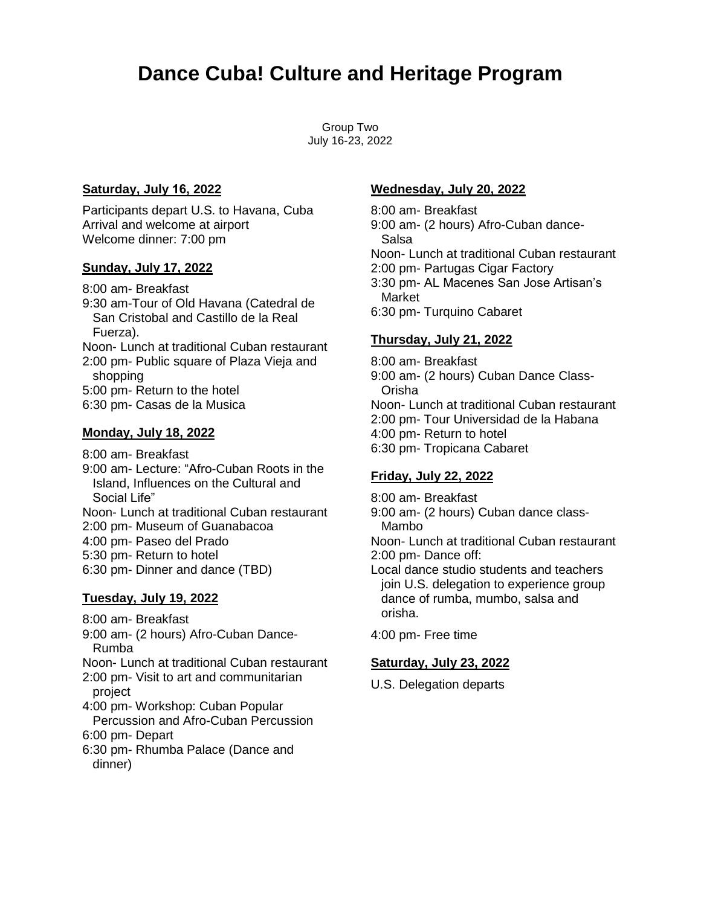# Dance Cuba! Culture and Heritage Program

Group Two
July 16-23, 2022

**Saturday, July 16, 2022**

Participants depart U.S. to Havana, Cuba
Arrival and welcome at airport
Welcome dinner: 7:00 pm

**Sunday, July 17, 2022**

8:00 am- Breakfast
9:30 am-Tour of Old Havana (Catedral de San Cristobal and Castillo de la Real Fuerza).
Noon- Lunch at traditional Cuban restaurant
2:00 pm- Public square of Plaza Vieja and shopping
5:00 pm- Return to the hotel
6:30 pm- Casas de la Musica

**Monday, July 18, 2022**

8:00 am- Breakfast
9:00 am- Lecture: "Afro-Cuban Roots in the Island, Influences on the Cultural and Social Life"
Noon- Lunch at traditional Cuban restaurant
2:00 pm- Museum of Guanabacoa
4:00 pm- Paseo del Prado
5:30 pm- Return to hotel
6:30 pm- Dinner and dance (TBD)

**Tuesday, July 19, 2022**

8:00 am- Breakfast
9:00 am- (2 hours) Afro-Cuban Dance-Rumba
Noon- Lunch at traditional Cuban restaurant
2:00 pm- Visit to art and communitarian project
4:00 pm- Workshop: Cuban Popular Percussion and Afro-Cuban Percussion
6:00 pm- Depart
6:30 pm- Rhumba Palace (Dance and dinner)

**Wednesday, July 20, 2022**

8:00 am- Breakfast
9:00 am- (2 hours) Afro-Cuban dance-Salsa
Noon- Lunch at traditional Cuban restaurant
2:00 pm- Partugas Cigar Factory
3:30 pm- AL Macenes San Jose Artisan's Market
6:30 pm- Turquino Cabaret

**Thursday, July 21, 2022**

8:00 am- Breakfast
9:00 am- (2 hours) Cuban Dance Class-Orisha
Noon- Lunch at traditional Cuban restaurant
2:00 pm- Tour Universidad de la Habana
4:00 pm- Return to hotel
6:30 pm- Tropicana Cabaret

**Friday, July 22, 2022**

8:00 am- Breakfast
9:00 am- (2 hours) Cuban dance class-Mambo
Noon- Lunch at traditional Cuban restaurant
2:00 pm- Dance off:
Local dance studio students and teachers join U.S. delegation to experience group dance of rumba, mumbo, salsa and orisha.

4:00 pm- Free time

**Saturday, July 23, 2022**

U.S. Delegation departs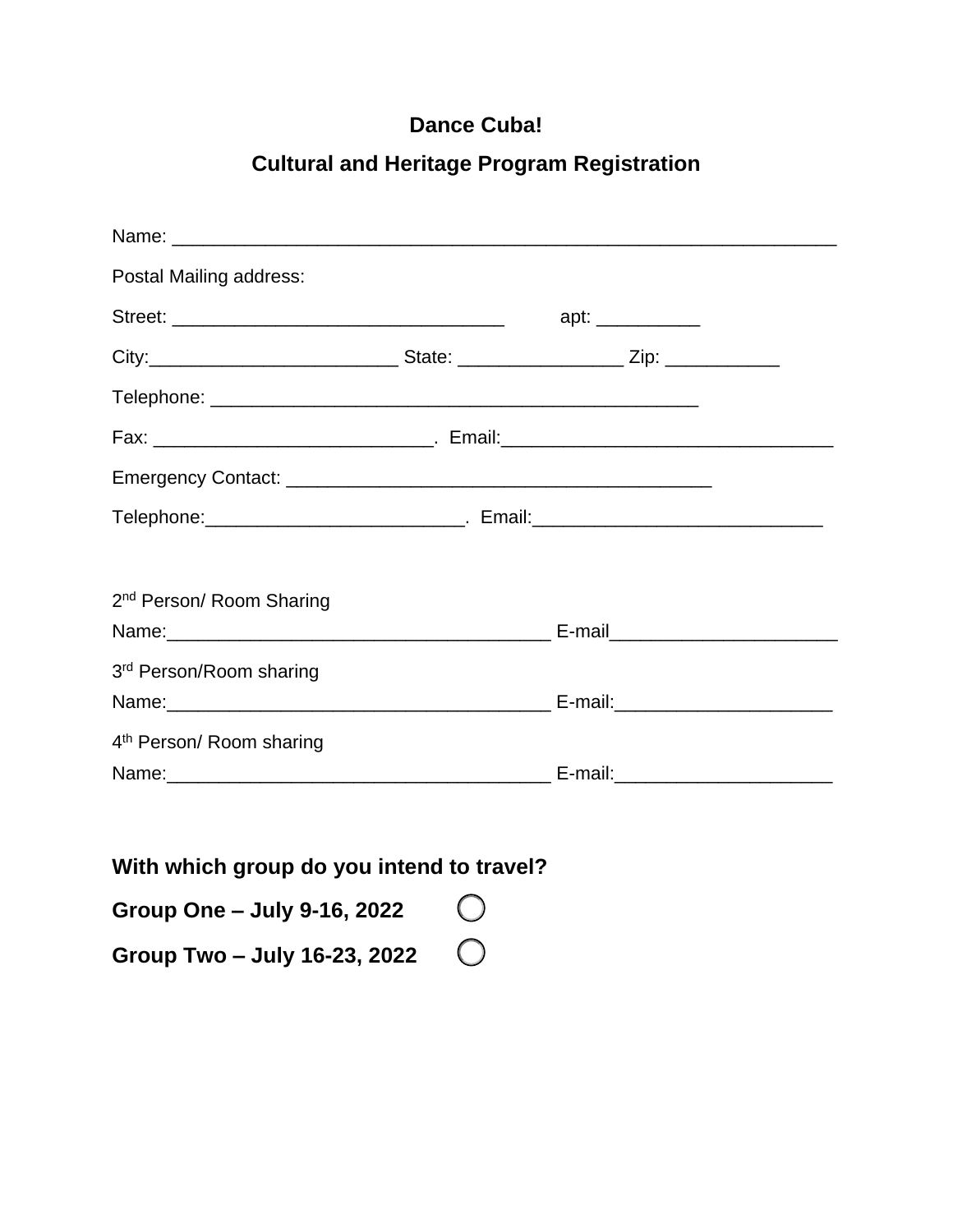**Dance Cuba!**

**Cultural and Heritage Program Registration**

Name: ______________________________________________________________

Postal Mailing address:

Street: _________________________________ apt: __________

City:________________________ State: ________________ Zip: ___________

Telephone: ________________________________________________

Fax: ___________________________. Email:________________________________

Emergency Contact: ________________________________________

Telephone:_________________________. Email:____________________________

2nd Person/ Room Sharing

Name:_____________________________________ E-mail_____________________

3rd Person/Room sharing

Name:_____________________________________ E-mail:____________________

4th Person/ Room sharing

Name:_____________________________________ E-mail:____________________

**With which group do you intend to travel?**

**Group One – July 9-16, 2022** ◯

**Group Two – July 16-23, 2022** ◯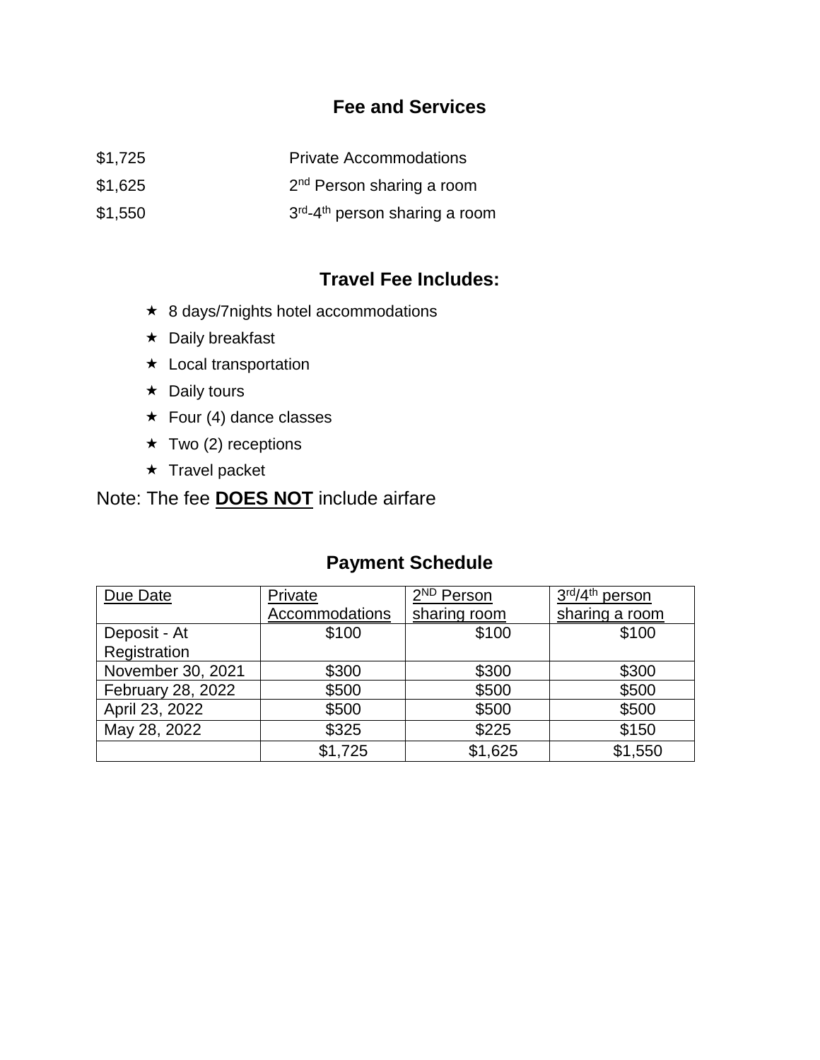## Fee and Services

| | |
|---|---|
| $1,725 | Private Accommodations |
| $1,625 | 2nd Person sharing a room |
| $1,550 | 3rd-4th person sharing a room |

## Travel Fee Includes:

- 8 days/7nights hotel accommodations
- Daily breakfast
- Local transportation
- Daily tours
- Four (4) dance classes
- Two (2) receptions
- Travel packet

Note: The fee **DOES NOT** include airfare

## Payment Schedule

| Due Date | Private Accommodations | 2ND Person sharing room | 3rd/4th person sharing a room |
|---|---|---|---|
| Deposit - At Registration | $100 | $100 | $100 |
| November 30, 2021 | $300 | $300 | $300 |
| February 28, 2022 | $500 | $500 | $500 |
| April 23, 2022 | $500 | $500 | $500 |
| May 28, 2022 | $325 | $225 | $150 |
| | $1,725 | $1,625 | $1,550 |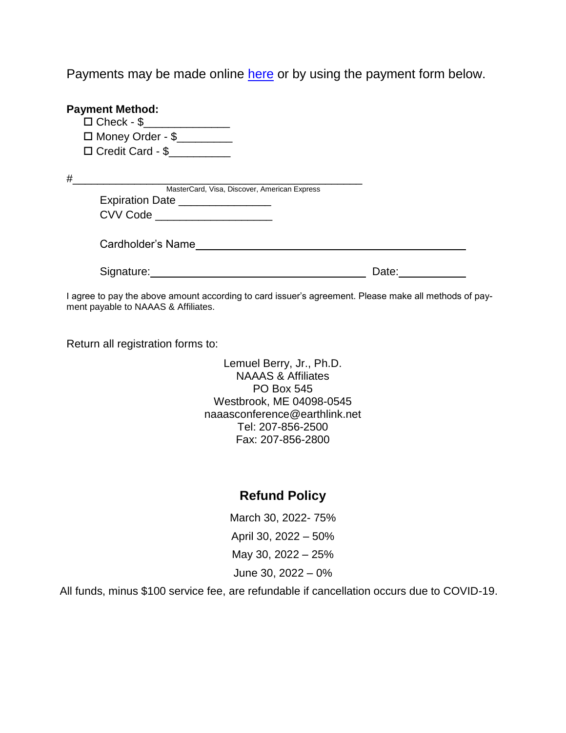Payments may be made online [here]() or by using the payment form below.

**Payment Method:**

☐ Check - $______________
☐ Money Order - $_________
☐ Credit Card - $__________

#__________________________________________________
MasterCard, Visa, Discover, American Express

Expiration Date _______________
CVV Code ___________________

Cardholder's Name______________________________________________

Signature:____________________________________ Date:___________

I agree to pay the above amount according to card issuer's agreement. Please make all methods of payment payable to NAAAS & Affiliates.

Return all registration forms to:

Lemuel Berry, Jr., Ph.D.
NAAAS & Affiliates
PO Box 545
Westbrook, ME 04098-0545
naaasconference@earthlink.net
Tel: 207-856-2500
Fax: 207-856-2800

## Refund Policy

March 30, 2022- 75%

April 30, 2022 – 50%

May 30, 2022 – 25%

June 30, 2022 – 0%

All funds, minus $100 service fee, are refundable if cancellation occurs due to COVID-19.